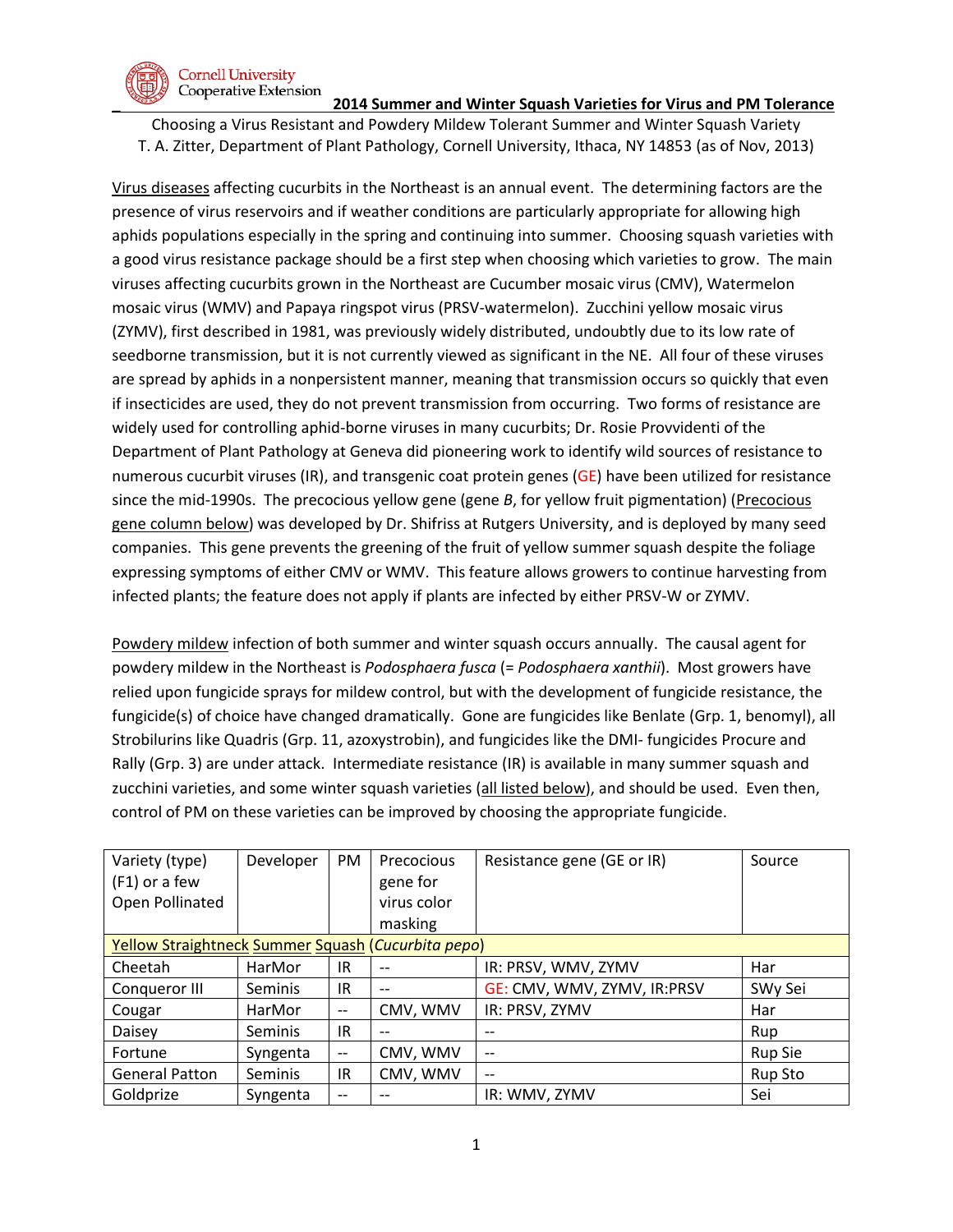## 2014 Summer and Winter Squash Varieties for Virus and PM Tolerance

Choosing a Virus Resistant and Powdery Mildew Tolerant Summer and Winter Squash Variety
T. A. Zitter, Department of Plant Pathology, Cornell University, Ithaca, NY 14853 (as of Nov, 2013)

Virus diseases affecting cucurbits in the Northeast is an annual event. The determining factors are the presence of virus reservoirs and if weather conditions are particularly appropriate for allowing high aphids populations especially in the spring and continuing into summer. Choosing squash varieties with a good virus resistance package should be a first step when choosing which varieties to grow. The main viruses affecting cucurbits grown in the Northeast are Cucumber mosaic virus (CMV), Watermelon mosaic virus (WMV) and Papaya ringspot virus (PRSV-watermelon). Zucchini yellow mosaic virus (ZYMV), first described in 1981, was previously widely distributed, undoubtly due to its low rate of seedborne transmission, but it is not currently viewed as significant in the NE. All four of these viruses are spread by aphids in a nonpersistent manner, meaning that transmission occurs so quickly that even if insecticides are used, they do not prevent transmission from occurring. Two forms of resistance are widely used for controlling aphid-borne viruses in many cucurbits; Dr. Rosie Provvidenti of the Department of Plant Pathology at Geneva did pioneering work to identify wild sources of resistance to numerous cucurbit viruses (IR), and transgenic coat protein genes (GE) have been utilized for resistance since the mid-1990s. The precocious yellow gene (gene *B*, for yellow fruit pigmentation) (Precocious gene column below) was developed by Dr. Shifriss at Rutgers University, and is deployed by many seed companies. This gene prevents the greening of the fruit of yellow summer squash despite the foliage expressing symptoms of either CMV or WMV. This feature allows growers to continue harvesting from infected plants; the feature does not apply if plants are infected by either PRSV-W or ZYMV.

Powdery mildew infection of both summer and winter squash occurs annually. The causal agent for powdery mildew in the Northeast is *Podosphaera fusca* (= *Podosphaera xanthii*). Most growers have relied upon fungicide sprays for mildew control, but with the development of fungicide resistance, the fungicide(s) of choice have changed dramatically. Gone are fungicides like Benlate (Grp. 1, benomyl), all Strobilurins like Quadris (Grp. 11, azoxystrobin), and fungicides like the DMI- fungicides Procure and Rally (Grp. 3) are under attack. Intermediate resistance (IR) is available in many summer squash and zucchini varieties, and some winter squash varieties (all listed below), and should be used. Even then, control of PM on these varieties can be improved by choosing the appropriate fungicide.

| Variety (type) (F1) or a few Open Pollinated | Developer | PM | Precocious gene for virus color masking | Resistance gene (GE or IR) | Source |
|---|---|---|---|---|---|
| Yellow Straightneck Summer Squash (*Cucurbita pepo*) | | | | | |
| Cheetah | HarMor | IR | -- | IR: PRSV, WMV, ZYMV | Har |
| Conqueror III | Seminis | IR | -- | GE: CMV, WMV, ZYMV, IR:PRSV | SWy Sei |
| Cougar | HarMor | -- | CMV, WMV | IR: PRSV, ZYMV | Har |
| Daisey | Seminis | IR | -- | -- | Rup |
| Fortune | Syngenta | -- | CMV, WMV | -- | Rup Sie |
| General Patton | Seminis | IR | CMV, WMV | -- | Rup Sto |
| Goldprize | Syngenta | -- | -- | IR: WMV, ZYMV | Sei |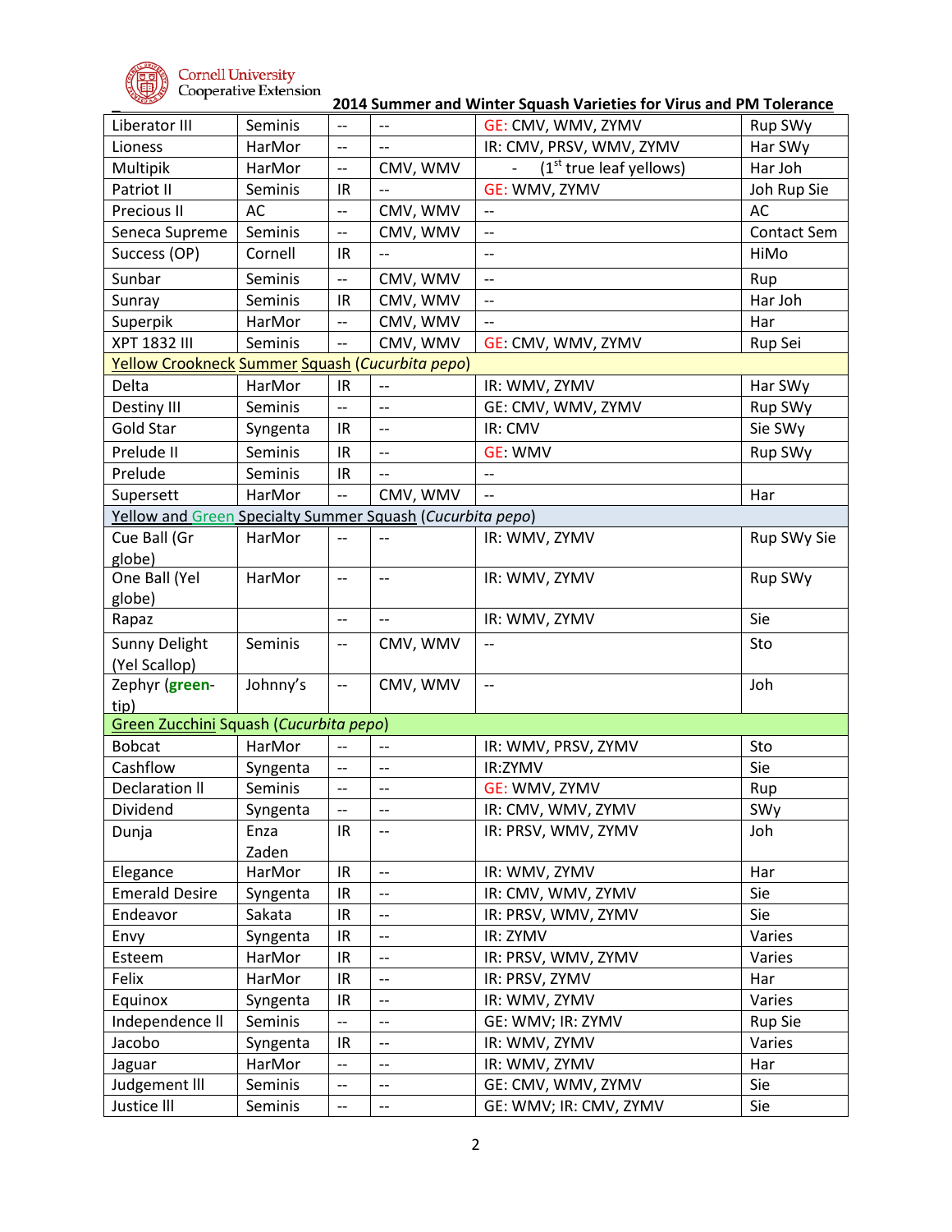**2014 Summer and Winter Squash Varieties for Virus and PM Tolerance**

| | | | | | |
|---|---|---|---|---|---|
| Liberator III | Seminis | -- | -- | GE: CMV, WMV, ZYMV | Rup SWy |
| Lioness | HarMor | -- | -- | IR: CMV, PRSV, WMV, ZYMV | Har SWy |
| Multipik | HarMor | -- | CMV, WMV | - (1st true leaf yellows) | Har Joh |
| Patriot II | Seminis | IR | -- | GE: WMV, ZYMV | Joh Rup Sie |
| Precious II | AC | -- | CMV, WMV | -- | AC |
| Seneca Supreme | Seminis | -- | CMV, WMV | -- | Contact Sem |
| Success (OP) | Cornell | IR | -- | -- | HiMo |
| Sunbar | Seminis | -- | CMV, WMV | -- | Rup |
| Sunray | Seminis | IR | CMV, WMV | -- | Har Joh |
| Superpik | HarMor | -- | CMV, WMV | -- | Har |
| XPT 1832 III | Seminis | -- | CMV, WMV | GE: CMV, WMV, ZYMV | Rup Sei |
| Yellow Crookneck Summer Squash (*Cucurbita pepo*) | | | | | |
| Delta | HarMor | IR | -- | IR: WMV, ZYMV | Har SWy |
| Destiny III | Seminis | -- | -- | GE: CMV, WMV, ZYMV | Rup SWy |
| Gold Star | Syngenta | IR | -- | IR: CMV | Sie SWy |
| Prelude II | Seminis | IR | -- | GE: WMV | Rup SWy |
| Prelude | Seminis | IR | -- | -- | |
| Supersett | HarMor | -- | CMV, WMV | -- | Har |
| Yellow and Green Specialty Summer Squash (*Cucurbita pepo*) | | | | | |
| Cue Ball (Gr globe) | HarMor | -- | -- | IR: WMV, ZYMV | Rup SWy Sie |
| One Ball (Yel globe) | HarMor | -- | -- | IR: WMV, ZYMV | Rup SWy |
| Rapaz | | -- | -- | IR: WMV, ZYMV | Sie |
| Sunny Delight (Yel Scallop) | Seminis | -- | CMV, WMV | -- | Sto |
| Zephyr (**green**-tip) | Johnny's | -- | CMV, WMV | -- | Joh |
| Green Zucchini Squash (*Cucurbita pepo*) | | | | | |
| Bobcat | HarMor | -- | -- | IR: WMV, PRSV, ZYMV | Sto |
| Cashflow | Syngenta | -- | -- | IR:ZYMV | Sie |
| Declaration ll | Seminis | -- | -- | GE: WMV, ZYMV | Rup |
| Dividend | Syngenta | -- | -- | IR: CMV, WMV, ZYMV | SWy |
| Dunja | Enza Zaden | IR | -- | IR: PRSV, WMV, ZYMV | Joh |
| Elegance | HarMor | IR | -- | IR: WMV, ZYMV | Har |
| Emerald Desire | Syngenta | IR | -- | IR: CMV, WMV, ZYMV | Sie |
| Endeavor | Sakata | IR | -- | IR: PRSV, WMV, ZYMV | Sie |
| Envy | Syngenta | IR | -- | IR: ZYMV | Varies |
| Esteem | HarMor | IR | -- | IR: PRSV, WMV, ZYMV | Varies |
| Felix | HarMor | IR | -- | IR: PRSV, ZYMV | Har |
| Equinox | Syngenta | IR | -- | IR: WMV, ZYMV | Varies |
| Independence ll | Seminis | -- | -- | GE: WMV; IR: ZYMV | Rup Sie |
| Jacobo | Syngenta | IR | -- | IR: WMV, ZYMV | Varies |
| Jaguar | HarMor | -- | -- | IR: WMV, ZYMV | Har |
| Judgement lll | Seminis | -- | -- | GE: CMV, WMV, ZYMV | Sie |
| Justice lll | Seminis | -- | -- | GE: WMV; IR: CMV, ZYMV | Sie |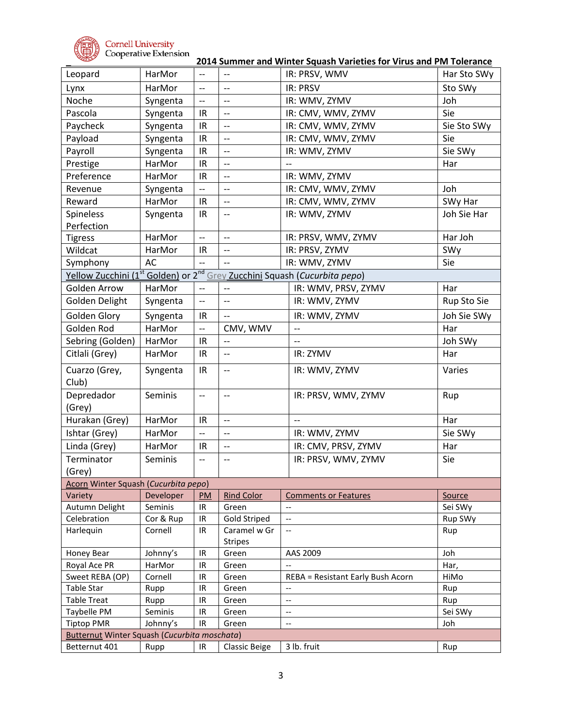**2014 Summer and Winter Squash Varieties for Virus and PM Tolerance**

| | | | | | |
|---|---|---|---|---|---|
| Leopard | HarMor | -- | -- | IR: PRSV, WMV | Har Sto SWy |
| Lynx | HarMor | -- | -- | IR: PRSV | Sto SWy |
| Noche | Syngenta | -- | -- | IR: WMV, ZYMV | Joh |
| Pascola | Syngenta | IR | -- | IR: CMV, WMV, ZYMV | Sie |
| Paycheck | Syngenta | IR | -- | IR: CMV, WMV, ZYMV | Sie Sto SWy |
| Payload | Syngenta | IR | -- | IR: CMV, WMV, ZYMV | Sie |
| Payroll | Syngenta | IR | -- | IR: WMV, ZYMV | Sie SWy |
| Prestige | HarMor | IR | -- | -- | Har |
| Preference | HarMor | IR | -- | IR: WMV, ZYMV | |
| Revenue | Syngenta | -- | -- | IR: CMV, WMV, ZYMV | Joh |
| Reward | HarMor | IR | -- | IR: CMV, WMV, ZYMV | SWy Har |
| Spineless Perfection | Syngenta | IR | -- | IR: WMV, ZYMV | Joh Sie Har |
| Tigress | HarMor | -- | -- | IR: PRSV, WMV, ZYMV | Har Joh |
| Wildcat | HarMor | IR | -- | IR: PRSV, ZYMV | SWy |
| Symphony | AC | -- | -- | IR: WMV, ZYMV | Sie |
| Yellow Zucchini (1st Golden) or 2nd Grey Zucchini Squash (*Cucurbita pepo*) | | | | | |
| Golden Arrow | HarMor | -- | -- | IR: WMV, PRSV, ZYMV | Har |
| Golden Delight | Syngenta | -- | -- | IR: WMV, ZYMV | Rup Sto Sie |
| Golden Glory | Syngenta | IR | -- | IR: WMV, ZYMV | Joh Sie SWy |
| Golden Rod | HarMor | -- | CMV, WMV | -- | Har |
| Sebring (Golden) | HarMor | IR | -- | -- | Joh SWy |
| Citlali (Grey) | HarMor | IR | -- | IR: ZYMV | Har |
| Cuarzo (Grey, Club) | Syngenta | IR | -- | IR: WMV, ZYMV | Varies |
| Depredador (Grey) | Seminis | -- | -- | IR: PRSV, WMV, ZYMV | Rup |
| Hurakan (Grey) | HarMor | IR | -- | -- | Har |
| Ishtar (Grey) | HarMor | -- | -- | IR: WMV, ZYMV | Sie SWy |
| Linda (Grey) | HarMor | IR | -- | IR: CMV, PRSV, ZYMV | Har |
| Terminator (Grey) | Seminis | -- | -- | IR: PRSV, WMV, ZYMV | Sie |
| Acorn Winter Squash (*Cucurbita pepo*) | | | | | |
| Variety | Developer | PM | Rind Color | Comments or Features | Source |
| Autumn Delight | Seminis | IR | Green | -- | Sei SWy |
| Celebration | Cor & Rup | IR | Gold Striped | -- | Rup SWy |
| Harlequin | Cornell | IR | Caramel w Gr Stripes | -- | Rup |
| Honey Bear | Johnny's | IR | Green | AAS 2009 | Joh |
| Royal Ace PR | HarMor | IR | Green | -- | Har, |
| Sweet REBA (OP) | Cornell | IR | Green | REBA = Resistant Early Bush Acorn | HiMo |
| Table Star | Rupp | IR | Green | -- | Rup |
| Table Treat | Rupp | IR | Green | -- | Rup |
| Taybelle PM | Seminis | IR | Green | -- | Sei SWy |
| Tiptop PMR | Johnny's | IR | Green | -- | Joh |
| Butternut Winter Squash (*Cucurbita moschata*) | | | | | |
| Betternut 401 | Rupp | IR | Classic Beige | 3 lb. fruit | Rup |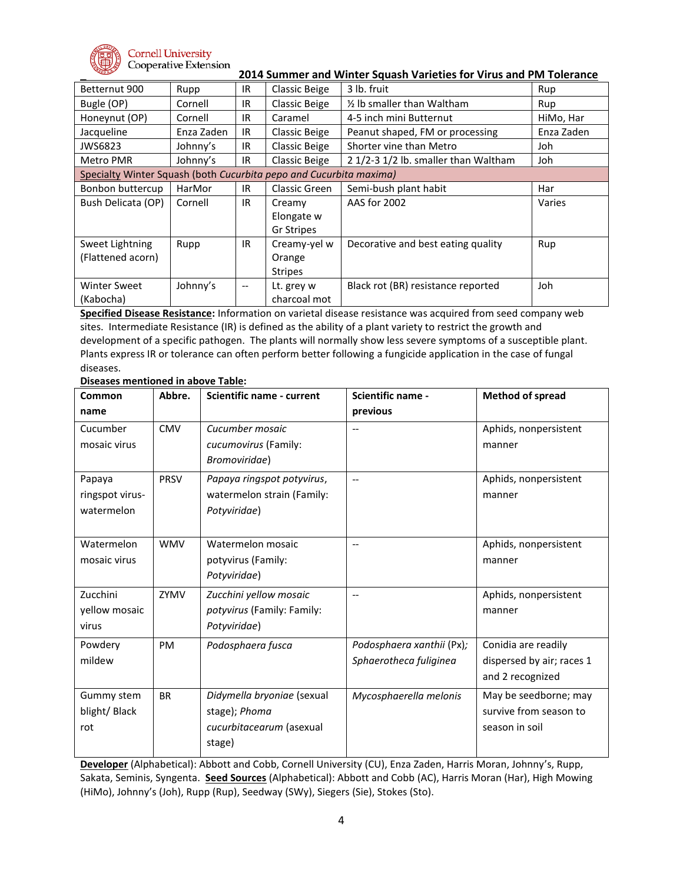Cornell University Cooperative Extension

**2014 Summer and Winter Squash Varieties for Virus and PM Tolerance**

| | | | | | |
|---|---|---|---|---|---|
| Betternut 900 | Rupp | IR | Classic Beige | 3 lb. fruit | Rup |
| Bugle (OP) | Cornell | IR | Classic Beige | ½ lb smaller than Waltham | Rup |
| Honeynut (OP) | Cornell | IR | Caramel | 4-5 inch mini Butternut | HiMo, Har |
| Jacqueline | Enza Zaden | IR | Classic Beige | Peanut shaped, FM or processing | Enza Zaden |
| JWS6823 | Johnny's | IR | Classic Beige | Shorter vine than Metro | Joh |
| Metro PMR | Johnny's | IR | Classic Beige | 2 1/2-3 1/2 lb. smaller than Waltham | Joh |
| Specialty Winter Squash (both *Cucurbita pepo and Cucurbita maxima)* | | | | | |
| Bonbon buttercup | HarMor | IR | Classic Green | Semi-bush plant habit | Har |
| Bush Delicata (OP) | Cornell | IR | Creamy Elongate w Gr Stripes | AAS for 2002 | Varies |
| Sweet Lightning (Flattened acorn) | Rupp | IR | Creamy-yel w Orange Stripes | Decorative and best eating quality | Rup |
| Winter Sweet (Kabocha) | Johnny's | -- | Lt. grey w charcoal mot | Black rot (BR) resistance reported | Joh |

**Specified Disease Resistance:** Information on varietal disease resistance was acquired from seed company web sites. Intermediate Resistance (IR) is defined as the ability of a plant variety to restrict the growth and development of a specific pathogen. The plants will normally show less severe symptoms of a susceptible plant. Plants express IR or tolerance can often perform better following a fungicide application in the case of fungal diseases.

**Diseases mentioned in above Table:**

| Common name | Abbre. | Scientific name - current | Scientific name - previous | Method of spread |
|---|---|---|---|---|
| Cucumber mosaic virus | CMV | *Cucumber mosaic cucumovirus* (Family: *Bromoviridae*) | -- | Aphids, nonpersistent manner |
| Papaya ringspot virus-watermelon | PRSV | *Papaya ringspot potyvirus*, watermelon strain (Family: *Potyviridae*) | -- | Aphids, nonpersistent manner |
| Watermelon mosaic virus | WMV | Watermelon mosaic potyvirus (Family: *Potyviridae*) | -- | Aphids, nonpersistent manner |
| Zucchini yellow mosaic virus | ZYMV | *Zucchini yellow mosaic potyvirus* (Family: Family: *Potyviridae*) | -- | Aphids, nonpersistent manner |
| Powdery mildew | PM | *Podosphaera fusca* | *Podosphaera xanthii* (Px); *Sphaerotheca fuliginea* | Conidia are readily dispersed by air; races 1 and 2 recognized |
| Gummy stem blight/ Black rot | BR | *Didymella bryoniae* (sexual stage); *Phoma cucurbitacearum* (asexual stage) | *Mycosphaerella melonis* | May be seedborne; may survive from season to season in soil |

**Developer** (Alphabetical): Abbott and Cobb, Cornell University (CU), Enza Zaden, Harris Moran, Johnny's, Rupp, Sakata, Seminis, Syngenta. **Seed Sources** (Alphabetical): Abbott and Cobb (AC), Harris Moran (Har), High Mowing (HiMo), Johnny's (Joh), Rupp (Rup), Seedway (SWy), Siegers (Sie), Stokes (Sto).